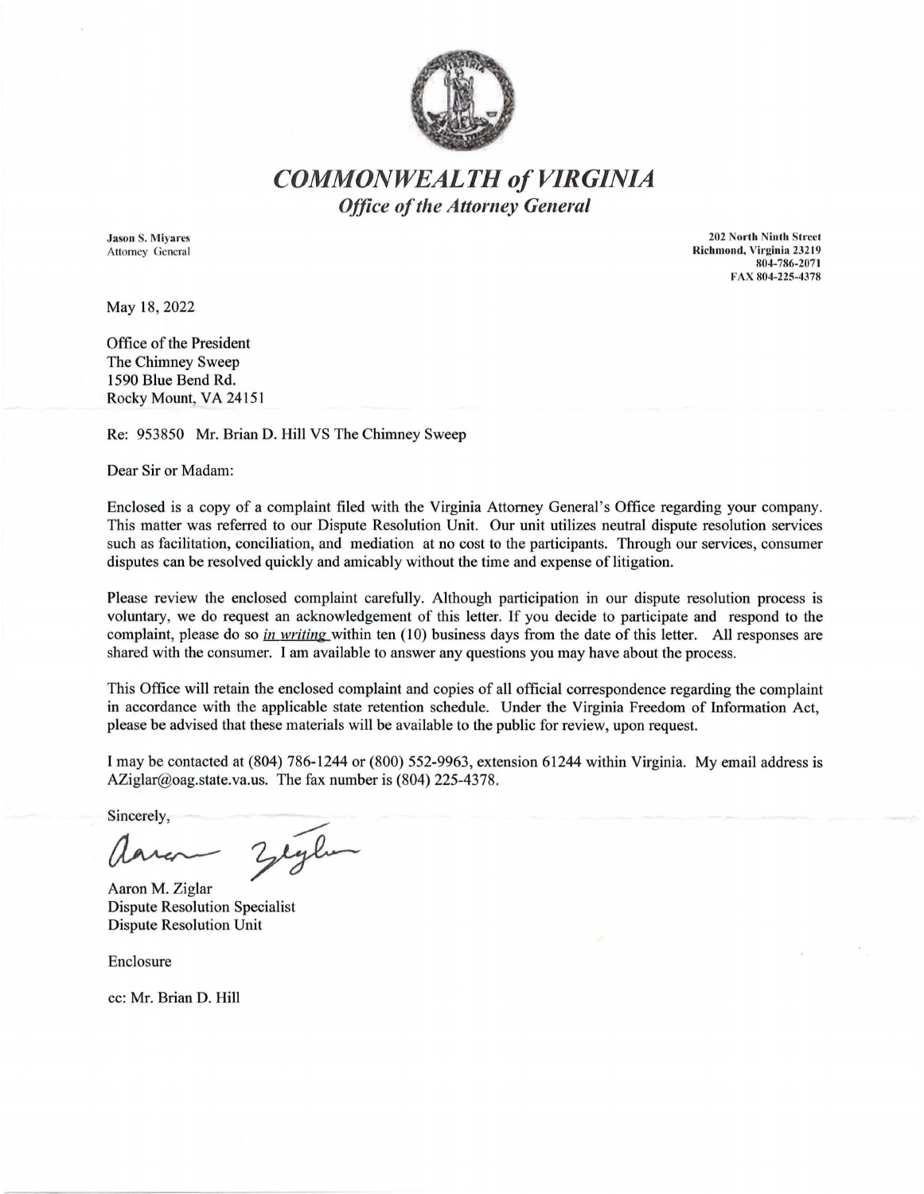# *COMMONWEALTH of VIRGINIA*
## *Office of the Attorney General*

**Jason S. Miyares**
Attorney General

**202 North Ninth Street**
**Richmond, Virginia 23219**
**804-786-2071**
**FAX 804-225-4378**

May 18, 2022

Office of the President
The Chimney Sweep
1590 Blue Bend Rd.
Rocky Mount, VA 24151

Re: 953850 Mr. Brian D. Hill VS The Chimney Sweep

Dear Sir or Madam:

Enclosed is a copy of a complaint filed with the Virginia Attorney General's Office regarding your company. This matter was referred to our Dispute Resolution Unit. Our unit utilizes neutral dispute resolution services such as facilitation, conciliation, and mediation at no cost to the participants. Through our services, consumer disputes can be resolved quickly and amicably without the time and expense of litigation.

Please review the enclosed complaint carefully. Although participation in our dispute resolution process is voluntary, we do request an acknowledgement of this letter. If you decide to participate and respond to the complaint, please do so *in writing* within ten (10) business days from the date of this letter. All responses are shared with the consumer. I am available to answer any questions you may have about the process.

This Office will retain the enclosed complaint and copies of all official correspondence regarding the complaint in accordance with the applicable state retention schedule. Under the Virginia Freedom of Information Act, please be advised that these materials will be available to the public for review, upon request.

I may be contacted at (804) 786-1244 or (800) 552-9963, extension 61244 within Virginia. My email address is AZiglar@oag.state.va.us. The fax number is (804) 225-4378.

Sincerely,

Aaron M. Ziglar
Dispute Resolution Specialist
Dispute Resolution Unit

Enclosure

cc: Mr. Brian D. Hill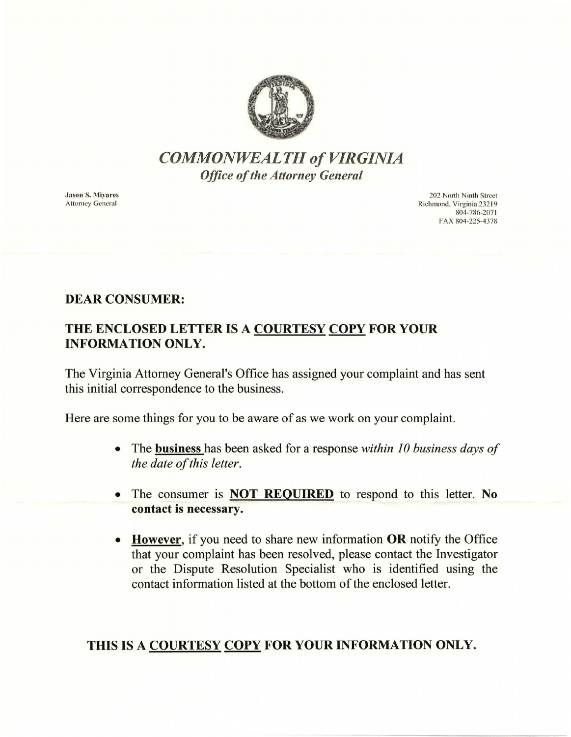# *COMMONWEALTH of VIRGINIA*

## *Office of the Attorney General*

**Jason S. Miyares**
Attorney General

202 North Ninth Street
Richmond, Virginia 23219
804-786-2071
FAX 804-225-4378

**DEAR CONSUMER:**

**THE ENCLOSED LETTER IS A <u>COURTESY</u> <u>COPY</u> FOR YOUR INFORMATION ONLY.**

The Virginia Attorney General's Office has assigned your complaint and has sent this initial correspondence to the business.

Here are some things for you to be aware of as we work on your complaint.

- The **<u>business</u>** has been asked for a response *within 10 business days of the date of this letter*.
- The consumer is **<u>NOT REQUIRED</u>** to respond to this letter. **No contact is necessary.**
- **<u>However</u>**, if you need to share new information **OR** notify the Office that your complaint has been resolved, please contact the Investigator or the Dispute Resolution Specialist who is identified using the contact information listed at the bottom of the enclosed letter.

**THIS IS A <u>COURTESY</u> <u>COPY</u> FOR YOUR INFORMATION ONLY.**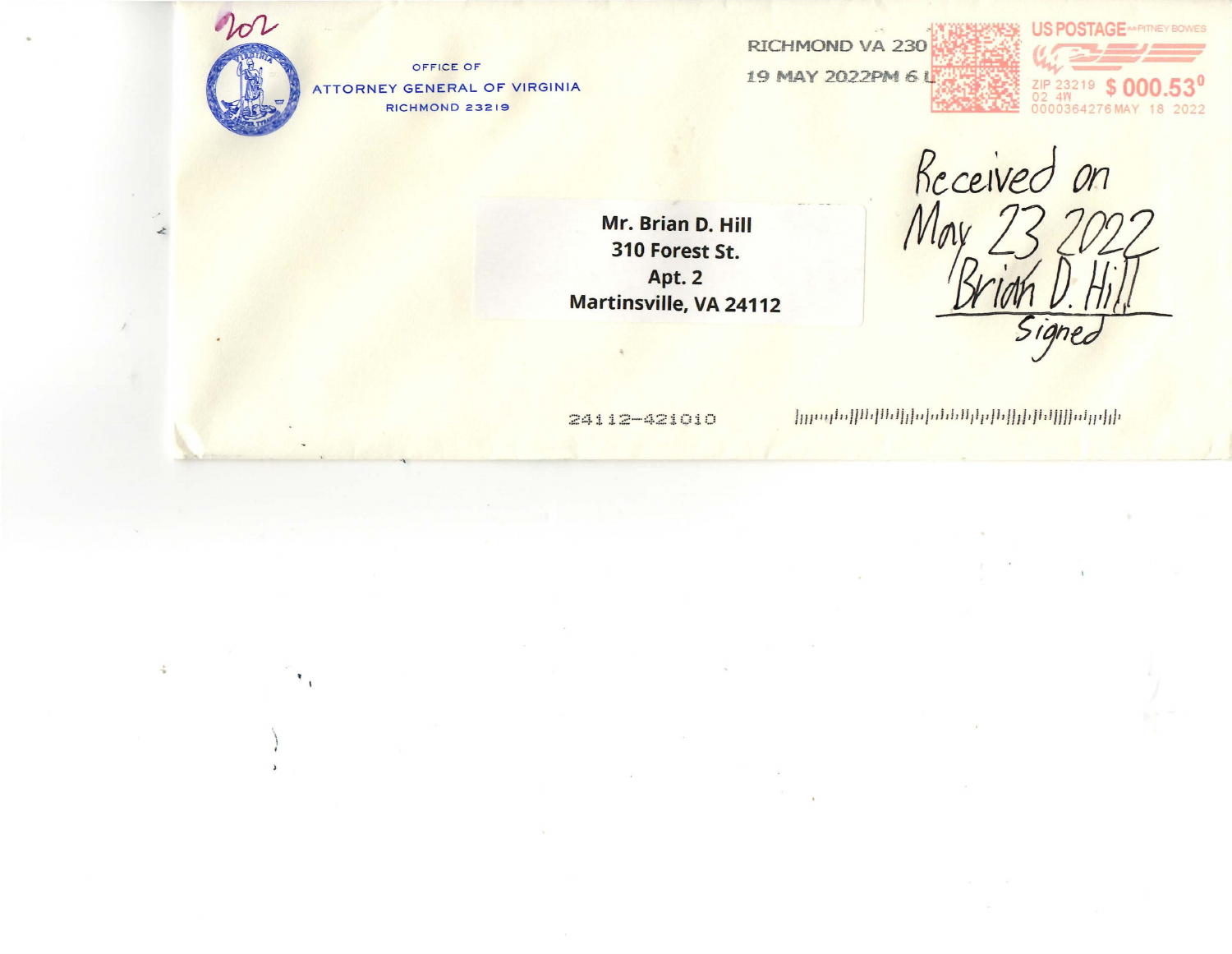202

OFFICE OF
ATTORNEY GENERAL OF VIRGINIA
RICHMOND 23219

RICHMOND VA 230
19 MAY 2022PM 6 L

US POSTAGE PITNEY BOWES
ZIP 23219 $ 000.53⁰
02 4W
0000364276 MAY 18 2022

Received on
May 23 2022
Brian D. Hill
Signed

Mr. Brian D. Hill
310 Forest St.
Apt. 2
Martinsville, VA 24112

24112-421010